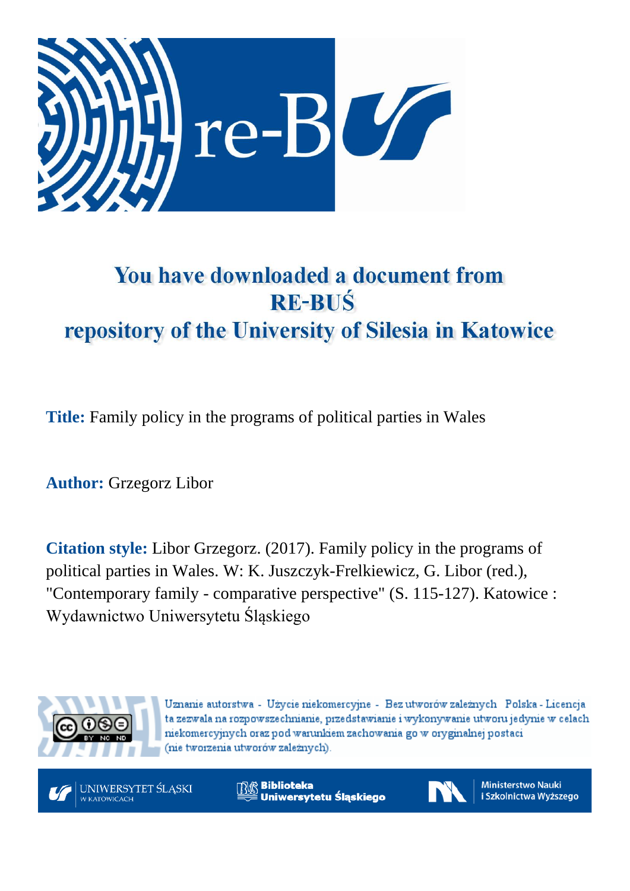# You have downloaded a document from RE-BUŚ repository of the University of Silesia in Katowice

**Title:** Family policy in the programs of political parties in Wales

**Author:** Grzegorz Libor

**Citation style:** Libor Grzegorz. (2017). Family policy in the programs of political parties in Wales. W: K. Juszczyk-Frelkiewicz, G. Libor (red.), "Contemporary family - comparative perspective" (S. 115-127). Katowice : Wydawnictwo Uniwersytetu Śląskiego

Uznanie autorstwa - Użycie niekomercyjne - Bez utworów zależnych Polska - Licencja ta zezwala na rozpowszechnianie, przedstawianie i wykonywanie utworu jedynie w celach niekomercyjnych oraz pod warunkiem zachowania go w oryginalnej postaci (nie tworzenia utworów zależnych).

UNIWERSYTET ŚLĄSKI W KATOWICACH

Biblioteka Uniwersytetu Śląskiego

Ministerstwo Nauki i Szkolnictwa Wyższego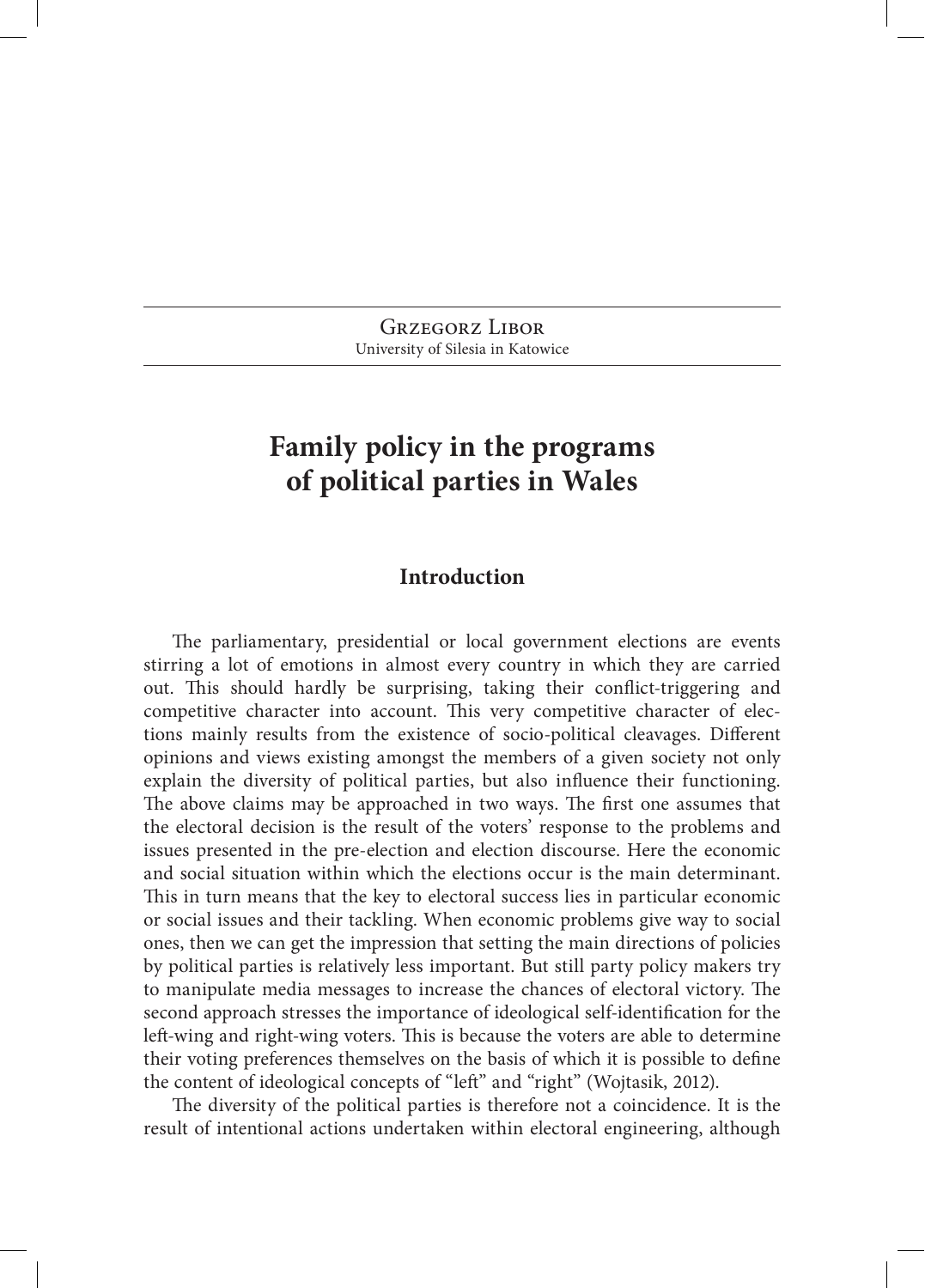Grzegorz Libor
University of Silesia in Katowice

# Family policy in the programs of political parties in Wales

## Introduction

The parliamentary, presidential or local government elections are events stirring a lot of emotions in almost every country in which they are carried out. This should hardly be surprising, taking their conflict-triggering and competitive character into account. This very competitive character of elections mainly results from the existence of socio-political cleavages. Different opinions and views existing amongst the members of a given society not only explain the diversity of political parties, but also influence their functioning. The above claims may be approached in two ways. The first one assumes that the electoral decision is the result of the voters' response to the problems and issues presented in the pre-election and election discourse. Here the economic and social situation within which the elections occur is the main determinant. This in turn means that the key to electoral success lies in particular economic or social issues and their tackling. When economic problems give way to social ones, then we can get the impression that setting the main directions of policies by political parties is relatively less important. But still party policy makers try to manipulate media messages to increase the chances of electoral victory. The second approach stresses the importance of ideological self-identification for the left-wing and right-wing voters. This is because the voters are able to determine their voting preferences themselves on the basis of which it is possible to define the content of ideological concepts of "left" and "right" (Wojtasik, 2012).

The diversity of the political parties is therefore not a coincidence. It is the result of intentional actions undertaken within electoral engineering, although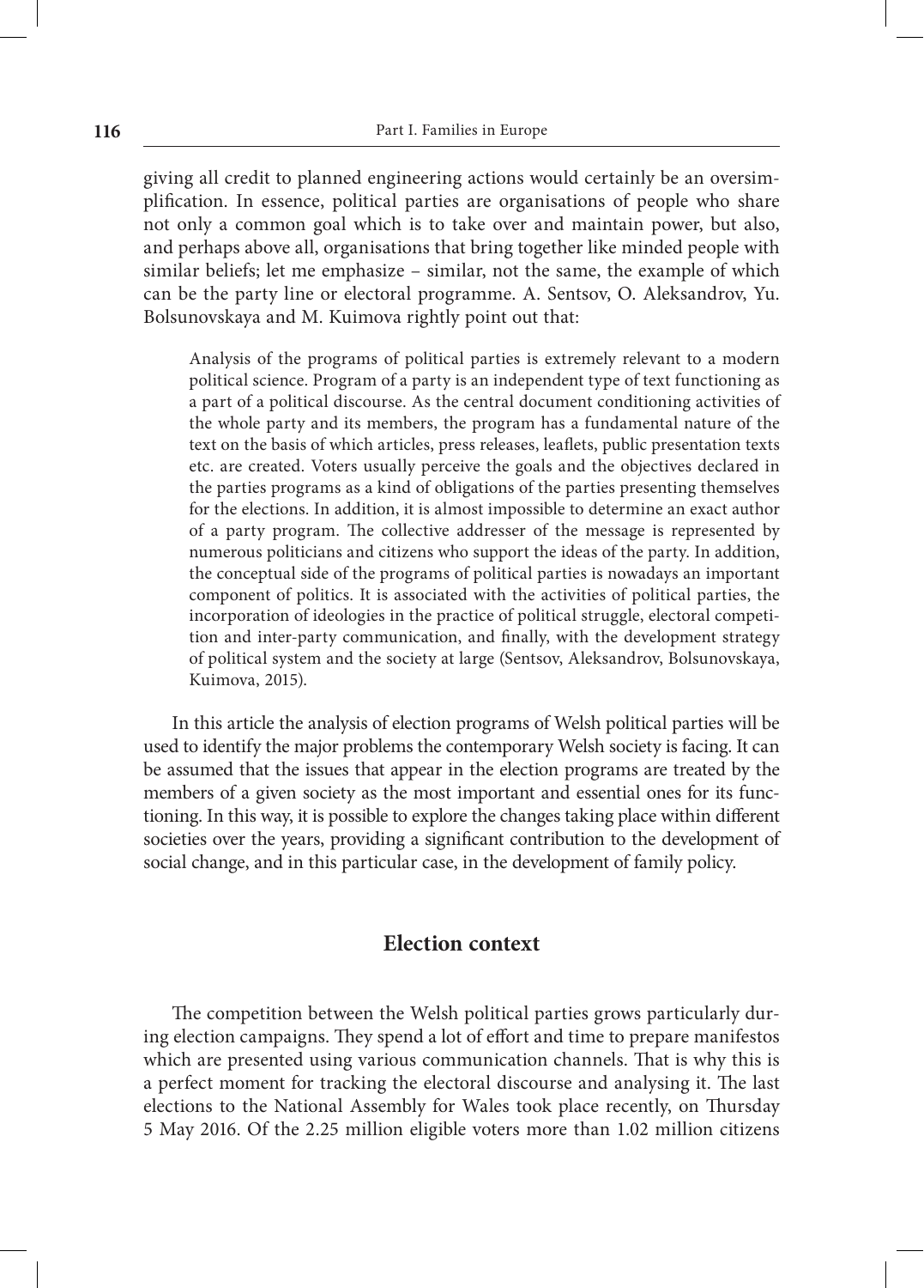giving all credit to planned engineering actions would certainly be an oversimplification. In essence, political parties are organisations of people who share not only a common goal which is to take over and maintain power, but also, and perhaps above all, organisations that bring together like minded people with similar beliefs; let me emphasize – similar, not the same, the example of which can be the party line or electoral programme. A. Sentsov, O. Aleksandrov, Yu. Bolsunovskaya and M. Kuimova rightly point out that:

> Analysis of the programs of political parties is extremely relevant to a modern political science. Program of a party is an independent type of text functioning as a part of a political discourse. As the central document conditioning activities of the whole party and its members, the program has a fundamental nature of the text on the basis of which articles, press releases, leaflets, public presentation texts etc. are created. Voters usually perceive the goals and the objectives declared in the parties programs as a kind of obligations of the parties presenting themselves for the elections. In addition, it is almost impossible to determine an exact author of a party program. The collective addresser of the message is represented by numerous politicians and citizens who support the ideas of the party. In addition, the conceptual side of the programs of political parties is nowadays an important component of politics. It is associated with the activities of political parties, the incorporation of ideologies in the practice of political struggle, electoral competition and inter-party communication, and finally, with the development strategy of political system and the society at large (Sentsov, Aleksandrov, Bolsunovskaya, Kuimova, 2015).

In this article the analysis of election programs of Welsh political parties will be used to identify the major problems the contemporary Welsh society is facing. It can be assumed that the issues that appear in the election programs are treated by the members of a given society as the most important and essential ones for its functioning. In this way, it is possible to explore the changes taking place within different societies over the years, providing a significant contribution to the development of social change, and in this particular case, in the development of family policy.

## Election context

The competition between the Welsh political parties grows particularly during election campaigns. They spend a lot of effort and time to prepare manifestos which are presented using various communication channels. That is why this is a perfect moment for tracking the electoral discourse and analysing it. The last elections to the National Assembly for Wales took place recently, on Thursday 5 May 2016. Of the 2.25 million eligible voters more than 1.02 million citizens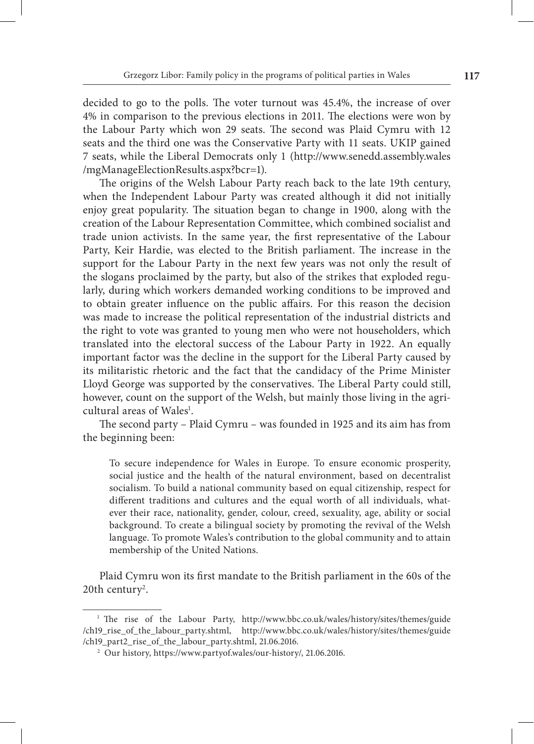decided to go to the polls. The voter turnout was 45.4%, the increase of over 4% in comparison to the previous elections in 2011. The elections were won by the Labour Party which won 29 seats. The second was Plaid Cymru with 12 seats and the third one was the Conservative Party with 11 seats. UKIP gained 7 seats, while the Liberal Democrats only 1 (http://www.senedd.assembly.wales/mgManageElectionResults.aspx?bcr=1).

The origins of the Welsh Labour Party reach back to the late 19th century, when the Independent Labour Party was created although it did not initially enjoy great popularity. The situation began to change in 1900, along with the creation of the Labour Representation Committee, which combined socialist and trade union activists. In the same year, the first representative of the Labour Party, Keir Hardie, was elected to the British parliament. The increase in the support for the Labour Party in the next few years was not only the result of the slogans proclaimed by the party, but also of the strikes that exploded regularly, during which workers demanded working conditions to be improved and to obtain greater influence on the public affairs. For this reason the decision was made to increase the political representation of the industrial districts and the right to vote was granted to young men who were not householders, which translated into the electoral success of the Labour Party in 1922. An equally important factor was the decline in the support for the Liberal Party caused by its militaristic rhetoric and the fact that the candidacy of the Prime Minister Lloyd George was supported by the conservatives. The Liberal Party could still, however, count on the support of the Welsh, but mainly those living in the agricultural areas of Wales[1].

The second party – Plaid Cymru – was founded in 1925 and its aim has from the beginning been:

> To secure independence for Wales in Europe. To ensure economic prosperity, social justice and the health of the natural environment, based on decentralist socialism. To build a national community based on equal citizenship, respect for different traditions and cultures and the equal worth of all individuals, whatever their race, nationality, gender, colour, creed, sexuality, age, ability or social background. To create a bilingual society by promoting the revival of the Welsh language. To promote Wales's contribution to the global community and to attain membership of the United Nations.

Plaid Cymru won its first mandate to the British parliament in the 60s of the 20th century[2].

---

[1] The rise of the Labour Party, http://www.bbc.co.uk/wales/history/sites/themes/guide/ch19_rise_of_the_labour_party.shtml, http://www.bbc.co.uk/wales/history/sites/themes/guide/ch19_part2_rise_of_the_labour_party.shtml, 21.06.2016.

[2] Our history, https://www.partyof.wales/our-history/, 21.06.2016.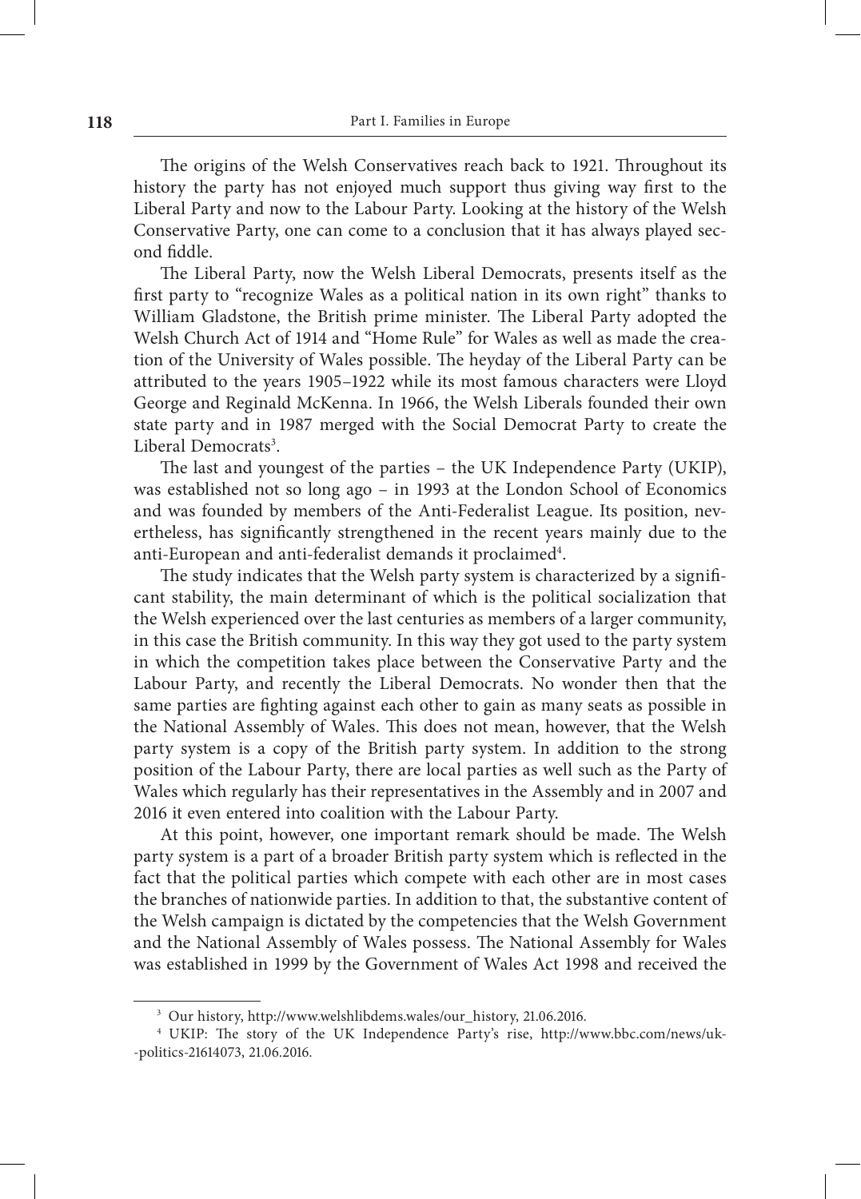The origins of the Welsh Conservatives reach back to 1921. Throughout its history the party has not enjoyed much support thus giving way first to the Liberal Party and now to the Labour Party. Looking at the history of the Welsh Conservative Party, one can come to a conclusion that it has always played second fiddle.

The Liberal Party, now the Welsh Liberal Democrats, presents itself as the first party to "recognize Wales as a political nation in its own right" thanks to William Gladstone, the British prime minister. The Liberal Party adopted the Welsh Church Act of 1914 and "Home Rule" for Wales as well as made the creation of the University of Wales possible. The heyday of the Liberal Party can be attributed to the years 1905–1922 while its most famous characters were Lloyd George and Reginald McKenna. In 1966, the Welsh Liberals founded their own state party and in 1987 merged with the Social Democrat Party to create the Liberal Democrats[3].

The last and youngest of the parties – the UK Independence Party (UKIP), was established not so long ago – in 1993 at the London School of Economics and was founded by members of the Anti-Federalist League. Its position, nevertheless, has significantly strengthened in the recent years mainly due to the anti-European and anti-federalist demands it proclaimed[4].

The study indicates that the Welsh party system is characterized by a significant stability, the main determinant of which is the political socialization that the Welsh experienced over the last centuries as members of a larger community, in this case the British community. In this way they got used to the party system in which the competition takes place between the Conservative Party and the Labour Party, and recently the Liberal Democrats. No wonder then that the same parties are fighting against each other to gain as many seats as possible in the National Assembly of Wales. This does not mean, however, that the Welsh party system is a copy of the British party system. In addition to the strong position of the Labour Party, there are local parties as well such as the Party of Wales which regularly has their representatives in the Assembly and in 2007 and 2016 it even entered into coalition with the Labour Party.

At this point, however, one important remark should be made. The Welsh party system is a part of a broader British party system which is reflected in the fact that the political parties which compete with each other are in most cases the branches of nationwide parties. In addition to that, the substantive content of the Welsh campaign is dictated by the competencies that the Welsh Government and the National Assembly of Wales possess. The National Assembly for Wales was established in 1999 by the Government of Wales Act 1998 and received the

---

[3] Our history, http://www.welshlibdems.wales/our_history, 21.06.2016.

[4] UKIP: The story of the UK Independence Party's rise, http://www.bbc.com/news/uk--politics-21614073, 21.06.2016.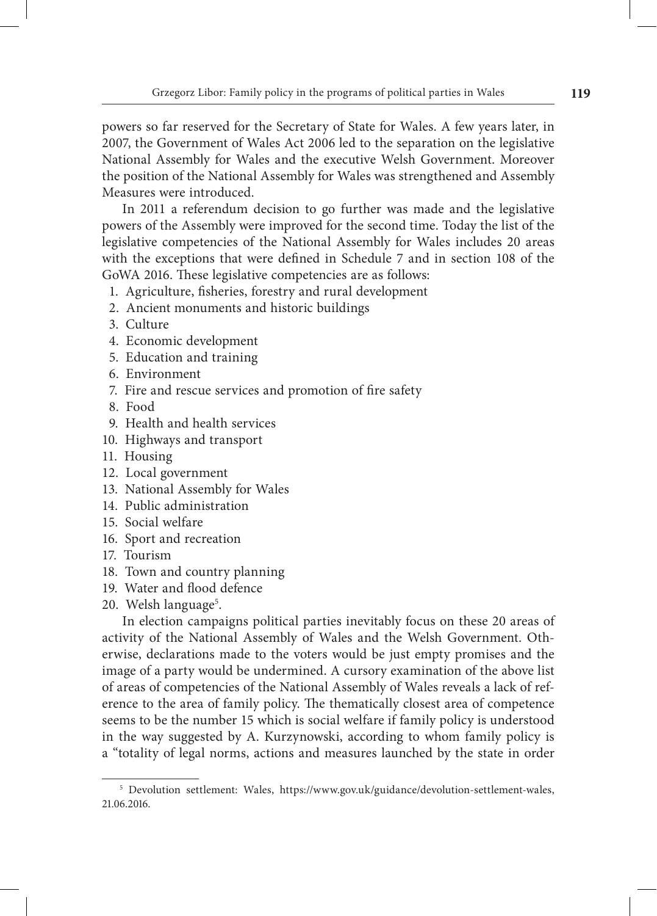powers so far reserved for the Secretary of State for Wales. A few years later, in 2007, the Government of Wales Act 2006 led to the separation on the legislative National Assembly for Wales and the executive Welsh Government. Moreover the position of the National Assembly for Wales was strengthened and Assembly Measures were introduced.

In 2011 a referendum decision to go further was made and the legislative powers of the Assembly were improved for the second time. Today the list of the legislative competencies of the National Assembly for Wales includes 20 areas with the exceptions that were defined in Schedule 7 and in section 108 of the GoWA 2016. These legislative competencies are as follows:

1. Agriculture, fisheries, forestry and rural development
2. Ancient monuments and historic buildings
3. Culture
4. Economic development
5. Education and training
6. Environment
7. Fire and rescue services and promotion of fire safety
8. Food
9. Health and health services
10. Highways and transport
11. Housing
12. Local government
13. National Assembly for Wales
14. Public administration
15. Social welfare
16. Sport and recreation
17. Tourism
18. Town and country planning
19. Water and flood defence
20. Welsh language[5].

In election campaigns political parties inevitably focus on these 20 areas of activity of the National Assembly of Wales and the Welsh Government. Otherwise, declarations made to the voters would be just empty promises and the image of a party would be undermined. A cursory examination of the above list of areas of competencies of the National Assembly of Wales reveals a lack of reference to the area of family policy. The thematically closest area of competence seems to be the number 15 which is social welfare if family policy is understood in the way suggested by A. Kurzynowski, according to whom family policy is a "totality of legal norms, actions and measures launched by the state in order

[5] Devolution settlement: Wales, https://www.gov.uk/guidance/devolution-settlement-wales, 21.06.2016.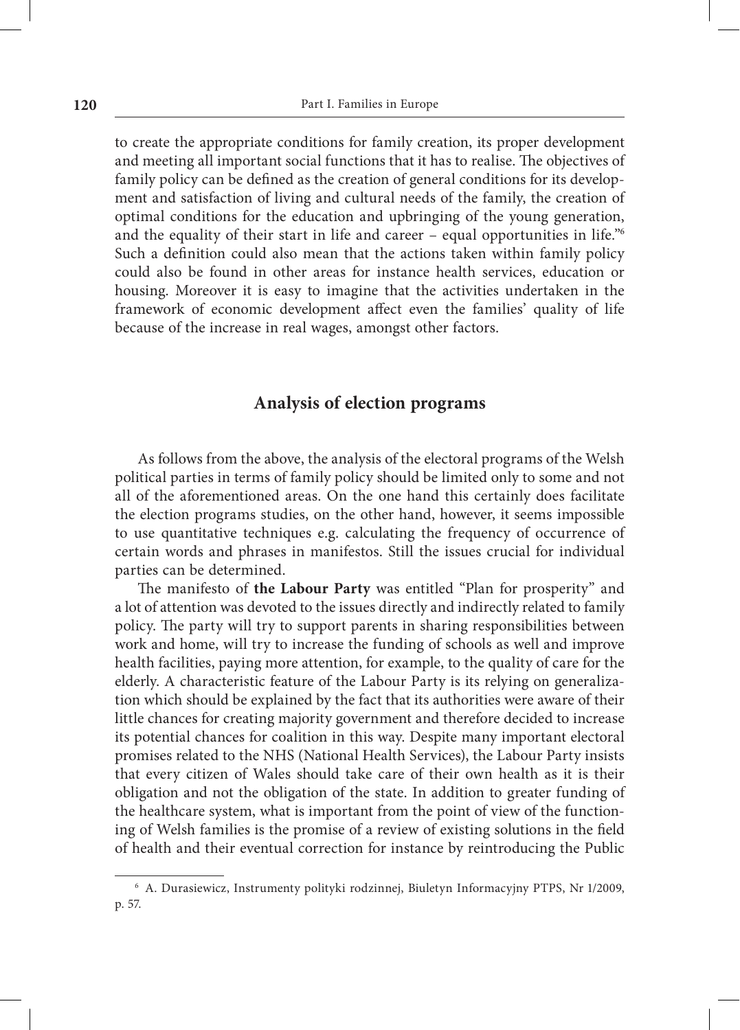to create the appropriate conditions for family creation, its proper development and meeting all important social functions that it has to realise. The objectives of family policy can be defined as the creation of general conditions for its development and satisfaction of living and cultural needs of the family, the creation of optimal conditions for the education and upbringing of the young generation, and the equality of their start in life and career – equal opportunities in life."[6] Such a definition could also mean that the actions taken within family policy could also be found in other areas for instance health services, education or housing. Moreover it is easy to imagine that the activities undertaken in the framework of economic development affect even the families' quality of life because of the increase in real wages, amongst other factors.

## Analysis of election programs

As follows from the above, the analysis of the electoral programs of the Welsh political parties in terms of family policy should be limited only to some and not all of the aforementioned areas. On the one hand this certainly does facilitate the election programs studies, on the other hand, however, it seems impossible to use quantitative techniques e.g. calculating the frequency of occurrence of certain words and phrases in manifestos. Still the issues crucial for individual parties can be determined.

The manifesto of **the Labour Party** was entitled "Plan for prosperity" and a lot of attention was devoted to the issues directly and indirectly related to family policy. The party will try to support parents in sharing responsibilities between work and home, will try to increase the funding of schools as well and improve health facilities, paying more attention, for example, to the quality of care for the elderly. A characteristic feature of the Labour Party is its relying on generalization which should be explained by the fact that its authorities were aware of their little chances for creating majority government and therefore decided to increase its potential chances for coalition in this way. Despite many important electoral promises related to the NHS (National Health Services), the Labour Party insists that every citizen of Wales should take care of their own health as it is their obligation and not the obligation of the state. In addition to greater funding of the healthcare system, what is important from the point of view of the functioning of Welsh families is the promise of a review of existing solutions in the field of health and their eventual correction for instance by reintroducing the Public

[6] A. Durasiewicz, Instrumenty polityki rodzinnej, Biuletyn Informacyjny PTPS, Nr 1/2009, p. 57.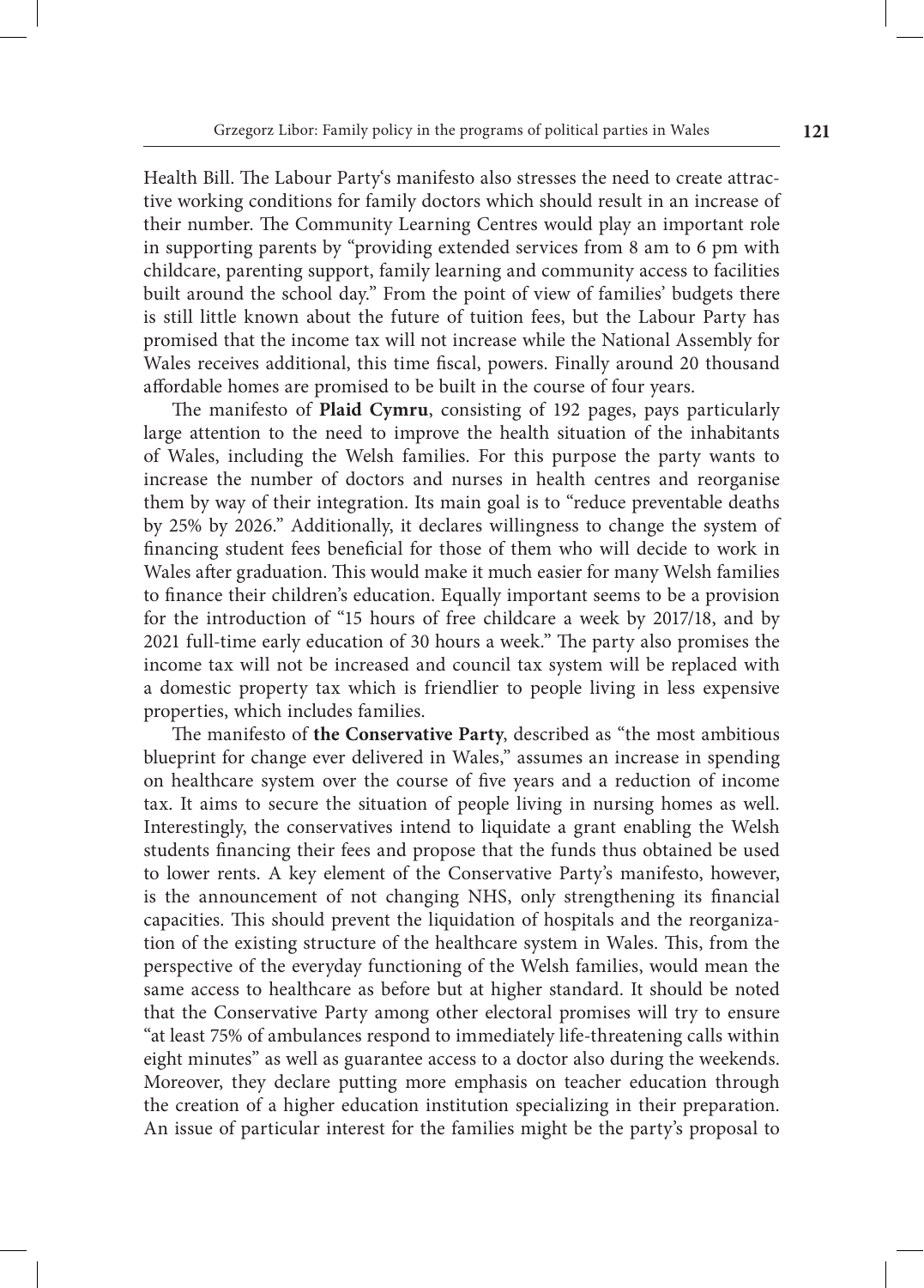Health Bill. The Labour Party's manifesto also stresses the need to create attractive working conditions for family doctors which should result in an increase of their number. The Community Learning Centres would play an important role in supporting parents by "providing extended services from 8 am to 6 pm with childcare, parenting support, family learning and community access to facilities built around the school day." From the point of view of families' budgets there is still little known about the future of tuition fees, but the Labour Party has promised that the income tax will not increase while the National Assembly for Wales receives additional, this time fiscal, powers. Finally around 20 thousand affordable homes are promised to be built in the course of four years.

The manifesto of **Plaid Cymru**, consisting of 192 pages, pays particularly large attention to the need to improve the health situation of the inhabitants of Wales, including the Welsh families. For this purpose the party wants to increase the number of doctors and nurses in health centres and reorganise them by way of their integration. Its main goal is to "reduce preventable deaths by 25% by 2026." Additionally, it declares willingness to change the system of financing student fees beneficial for those of them who will decide to work in Wales after graduation. This would make it much easier for many Welsh families to finance their children's education. Equally important seems to be a provision for the introduction of "15 hours of free childcare a week by 2017/18, and by 2021 full-time early education of 30 hours a week." The party also promises the income tax will not be increased and council tax system will be replaced with a domestic property tax which is friendlier to people living in less expensive properties, which includes families.

The manifesto of **the Conservative Party**, described as "the most ambitious blueprint for change ever delivered in Wales," assumes an increase in spending on healthcare system over the course of five years and a reduction of income tax. It aims to secure the situation of people living in nursing homes as well. Interestingly, the conservatives intend to liquidate a grant enabling the Welsh students financing their fees and propose that the funds thus obtained be used to lower rents. A key element of the Conservative Party's manifesto, however, is the announcement of not changing NHS, only strengthening its financial capacities. This should prevent the liquidation of hospitals and the reorganization of the existing structure of the healthcare system in Wales. This, from the perspective of the everyday functioning of the Welsh families, would mean the same access to healthcare as before but at higher standard. It should be noted that the Conservative Party among other electoral promises will try to ensure "at least 75% of ambulances respond to immediately life-threatening calls within eight minutes" as well as guarantee access to a doctor also during the weekends. Moreover, they declare putting more emphasis on teacher education through the creation of a higher education institution specializing in their preparation. An issue of particular interest for the families might be the party's proposal to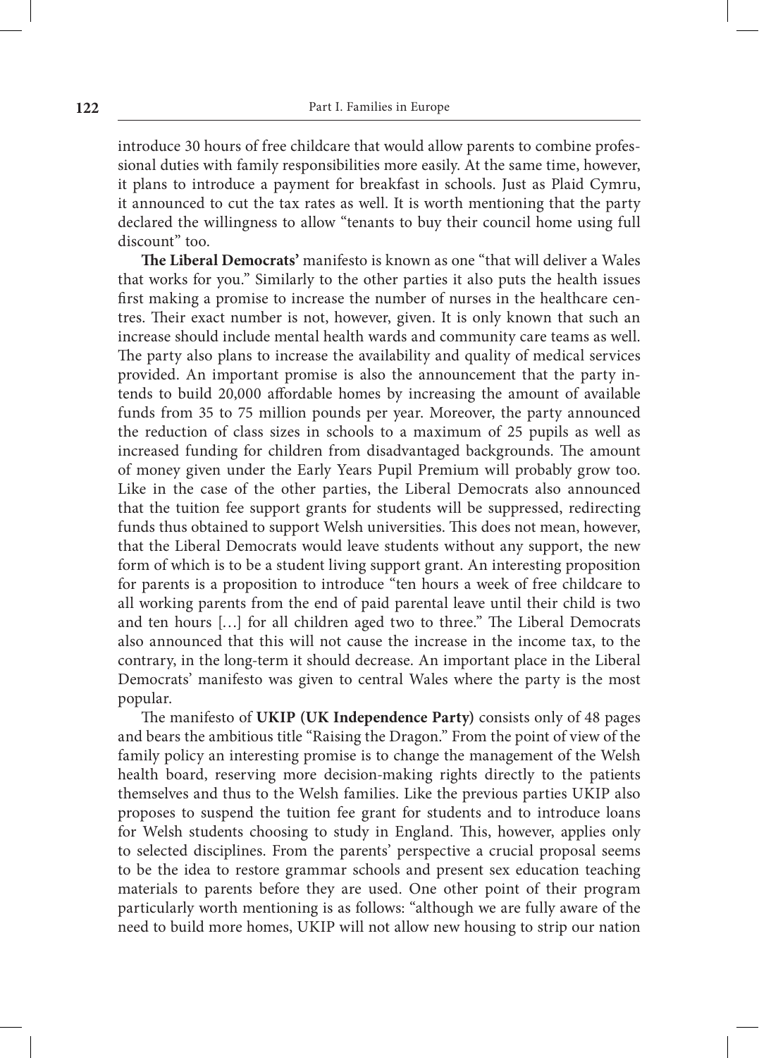introduce 30 hours of free childcare that would allow parents to combine professional duties with family responsibilities more easily. At the same time, however, it plans to introduce a payment for breakfast in schools. Just as Plaid Cymru, it announced to cut the tax rates as well. It is worth mentioning that the party declared the willingness to allow "tenants to buy their council home using full discount" too.

**The Liberal Democrats'** manifesto is known as one "that will deliver a Wales that works for you." Similarly to the other parties it also puts the health issues first making a promise to increase the number of nurses in the healthcare centres. Their exact number is not, however, given. It is only known that such an increase should include mental health wards and community care teams as well. The party also plans to increase the availability and quality of medical services provided. An important promise is also the announcement that the party intends to build 20,000 affordable homes by increasing the amount of available funds from 35 to 75 million pounds per year. Moreover, the party announced the reduction of class sizes in schools to a maximum of 25 pupils as well as increased funding for children from disadvantaged backgrounds. The amount of money given under the Early Years Pupil Premium will probably grow too. Like in the case of the other parties, the Liberal Democrats also announced that the tuition fee support grants for students will be suppressed, redirecting funds thus obtained to support Welsh universities. This does not mean, however, that the Liberal Democrats would leave students without any support, the new form of which is to be a student living support grant. An interesting proposition for parents is a proposition to introduce "ten hours a week of free childcare to all working parents from the end of paid parental leave until their child is two and ten hours […] for all children aged two to three." The Liberal Democrats also announced that this will not cause the increase in the income tax, to the contrary, in the long-term it should decrease. An important place in the Liberal Democrats' manifesto was given to central Wales where the party is the most popular.

The manifesto of **UKIP (UK Independence Party)** consists only of 48 pages and bears the ambitious title "Raising the Dragon." From the point of view of the family policy an interesting promise is to change the management of the Welsh health board, reserving more decision-making rights directly to the patients themselves and thus to the Welsh families. Like the previous parties UKIP also proposes to suspend the tuition fee grant for students and to introduce loans for Welsh students choosing to study in England. This, however, applies only to selected disciplines. From the parents' perspective a crucial proposal seems to be the idea to restore grammar schools and present sex education teaching materials to parents before they are used. One other point of their program particularly worth mentioning is as follows: "although we are fully aware of the need to build more homes, UKIP will not allow new housing to strip our nation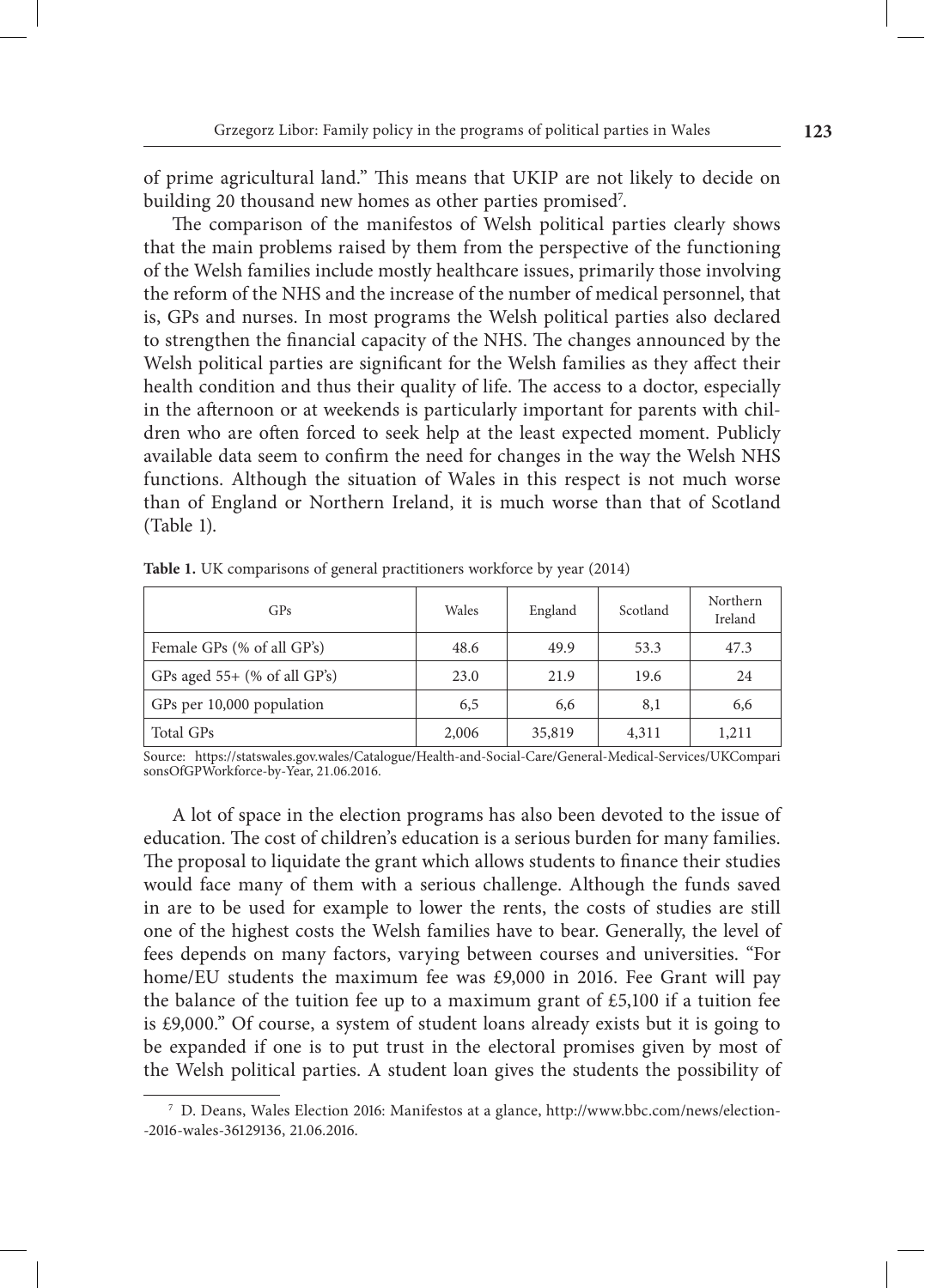of prime agricultural land." This means that UKIP are not likely to decide on building 20 thousand new homes as other parties promised[7].

The comparison of the manifestos of Welsh political parties clearly shows that the main problems raised by them from the perspective of the functioning of the Welsh families include mostly healthcare issues, primarily those involving the reform of the NHS and the increase of the number of medical personnel, that is, GPs and nurses. In most programs the Welsh political parties also declared to strengthen the financial capacity of the NHS. The changes announced by the Welsh political parties are significant for the Welsh families as they affect their health condition and thus their quality of life. The access to a doctor, especially in the afternoon or at weekends is particularly important for parents with children who are often forced to seek help at the least expected moment. Publicly available data seem to confirm the need for changes in the way the Welsh NHS functions. Although the situation of Wales in this respect is not much worse than of England or Northern Ireland, it is much worse than that of Scotland (Table 1).

**Table 1.** UK comparisons of general practitioners workforce by year (2014)

| GPs | Wales | England | Scotland | Northern Ireland |
|---|---|---|---|---|
| Female GPs (% of all GP's) | 48.6 | 49.9 | 53.3 | 47.3 |
| GPs aged 55+ (% of all GP's) | 23.0 | 21.9 | 19.6 | 24 |
| GPs per 10,000 population | 6,5 | 6,6 | 8,1 | 6,6 |
| Total GPs | 2,006 | 35,819 | 4,311 | 1,211 |

Source: https://statswales.gov.wales/Catalogue/Health-and-Social-Care/General-Medical-Services/UKComparisonsOfGPWorkforce-by-Year, 21.06.2016.

A lot of space in the election programs has also been devoted to the issue of education. The cost of children's education is a serious burden for many families. The proposal to liquidate the grant which allows students to finance their studies would face many of them with a serious challenge. Although the funds saved in are to be used for example to lower the rents, the costs of studies are still one of the highest costs the Welsh families have to bear. Generally, the level of fees depends on many factors, varying between courses and universities. "For home/EU students the maximum fee was £9,000 in 2016. Fee Grant will pay the balance of the tuition fee up to a maximum grant of £5,100 if a tuition fee is £9,000." Of course, a system of student loans already exists but it is going to be expanded if one is to put trust in the electoral promises given by most of the Welsh political parties. A student loan gives the students the possibility of

[7] D. Deans, Wales Election 2016: Manifestos at a glance, http://www.bbc.com/news/election-2016-wales-36129136, 21.06.2016.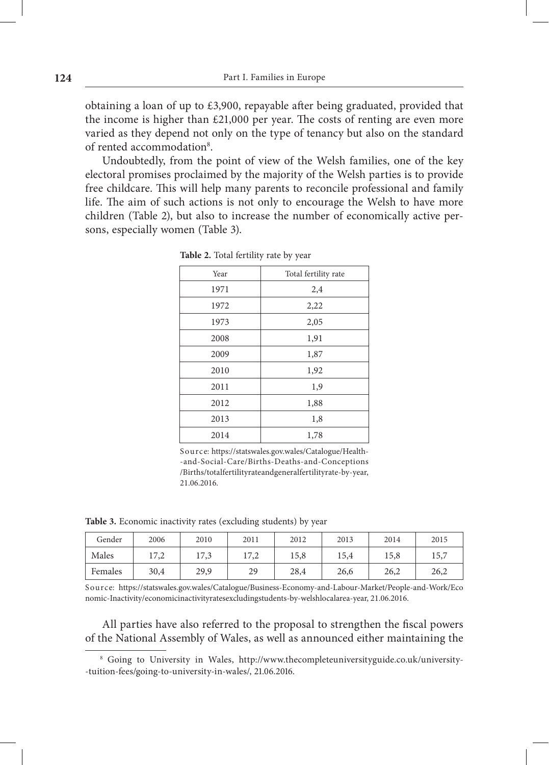obtaining a loan of up to £3,900, repayable after being graduated, provided that the income is higher than £21,000 per year. The costs of renting are even more varied as they depend not only on the type of tenancy but also on the standard of rented accommodation[8].

Undoubtedly, from the point of view of the Welsh families, one of the key electoral promises proclaimed by the majority of the Welsh parties is to provide free childcare. This will help many parents to reconcile professional and family life. The aim of such actions is not only to encourage the Welsh to have more children (Table 2), but also to increase the number of economically active persons, especially women (Table 3).

**Table 2.** Total fertility rate by year

| Year | Total fertility rate |
|---|---|
| 1971 | 2,4 |
| 1972 | 2,22 |
| 1973 | 2,05 |
| 2008 | 1,91 |
| 2009 | 1,87 |
| 2010 | 1,92 |
| 2011 | 1,9 |
| 2012 | 1,88 |
| 2013 | 1,8 |
| 2014 | 1,78 |

Source: https://statswales.gov.wales/Catalogue/Health--and-Social-Care/Births-Deaths-and-Conceptions/Births/totalfertilityrateandgeneralfertilityrate-by-year, 21.06.2016.

**Table 3.** Economic inactivity rates (excluding students) by year

| Gender | 2006 | 2010 | 2011 | 2012 | 2013 | 2014 | 2015 |
|---|---|---|---|---|---|---|---|
| Males | 17,2 | 17,3 | 17,2 | 15,8 | 15,4 | 15,8 | 15,7 |
| Females | 30,4 | 29,9 | 29 | 28,4 | 26,6 | 26,2 | 26,2 |

Source: https://statswales.gov.wales/Catalogue/Business-Economy-and-Labour-Market/People-and-Work/Economic-Inactivity/economicinactivityratesexcludingstudents-by-welshlocalarea-year, 21.06.2016.

All parties have also referred to the proposal to strengthen the fiscal powers of the National Assembly of Wales, as well as announced either maintaining the

[8] Going to University in Wales, http://www.thecompleteuniversityguide.co.uk/university--tuition-fees/going-to-university-in-wales/, 21.06.2016.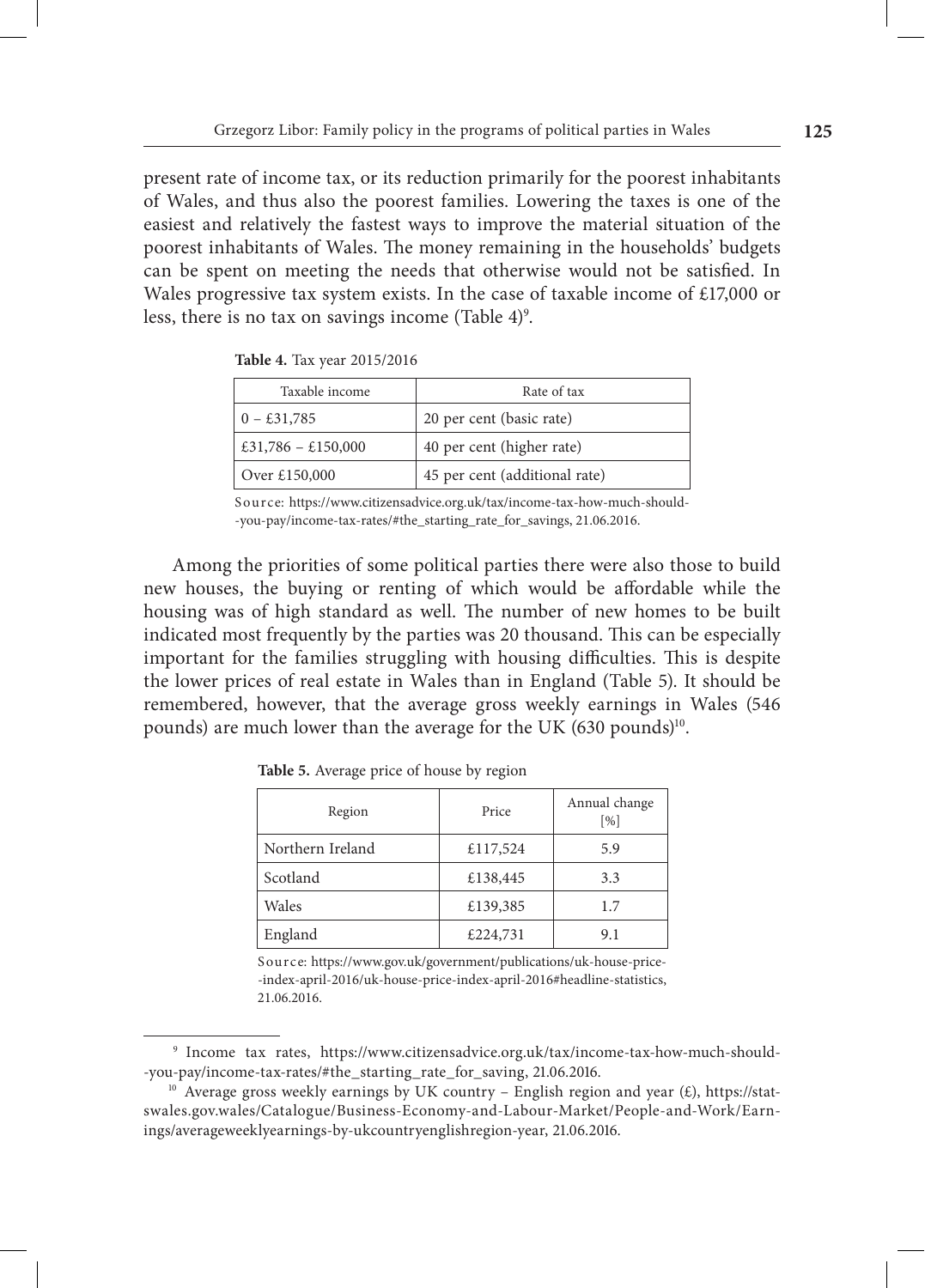present rate of income tax, or its reduction primarily for the poorest inhabitants of Wales, and thus also the poorest families. Lowering the taxes is one of the easiest and relatively the fastest ways to improve the material situation of the poorest inhabitants of Wales. The money remaining in the households' budgets can be spent on meeting the needs that otherwise would not be satisfied. In Wales progressive tax system exists. In the case of taxable income of £17,000 or less, there is no tax on savings income (Table 4)[9].

**Table 4.** Tax year 2015/2016

| Taxable income | Rate of tax |
|---|---|
| 0 – £31,785 | 20 per cent (basic rate) |
| £31,786 – £150,000 | 40 per cent (higher rate) |
| Over £150,000 | 45 per cent (additional rate) |

Source: https://www.citizensadvice.org.uk/tax/income-tax-how-much-should--you-pay/income-tax-rates/#the_starting_rate_for_savings, 21.06.2016.

Among the priorities of some political parties there were also those to build new houses, the buying or renting of which would be affordable while the housing was of high standard as well. The number of new homes to be built indicated most frequently by the parties was 20 thousand. This can be especially important for the families struggling with housing difficulties. This is despite the lower prices of real estate in Wales than in England (Table 5). It should be remembered, however, that the average gross weekly earnings in Wales (546 pounds) are much lower than the average for the UK (630 pounds)[10].

**Table 5.** Average price of house by region

| Region | Price | Annual change [%] |
|---|---|---|
| Northern Ireland | £117,524 | 5.9 |
| Scotland | £138,445 | 3.3 |
| Wales | £139,385 | 1.7 |
| England | £224,731 | 9.1 |

Source: https://www.gov.uk/government/publications/uk-house-price--index-april-2016/uk-house-price-index-april-2016#headline-statistics, 21.06.2016.

---

[9] Income tax rates, https://www.citizensadvice.org.uk/tax/income-tax-how-much-should--you-pay/income-tax-rates/#the_starting_rate_for_saving, 21.06.2016.

[10] Average gross weekly earnings by UK country – English region and year (£), https://statswales.gov.wales/Catalogue/Business-Economy-and-Labour-Market/People-and-Work/Earnings/averageweeklyearnings-by-ukcountryenglishregion-year, 21.06.2016.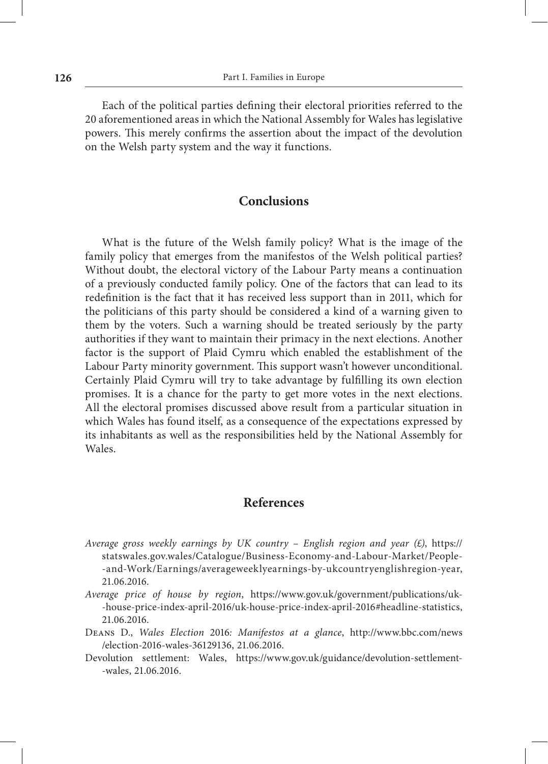Each of the political parties defining their electoral priorities referred to the 20 aforementioned areas in which the National Assembly for Wales has legislative powers. This merely confirms the assertion about the impact of the devolution on the Welsh party system and the way it functions.

## Conclusions

What is the future of the Welsh family policy? What is the image of the family policy that emerges from the manifestos of the Welsh political parties? Without doubt, the electoral victory of the Labour Party means a continuation of a previously conducted family policy. One of the factors that can lead to its redefinition is the fact that it has received less support than in 2011, which for the politicians of this party should be considered a kind of a warning given to them by the voters. Such a warning should be treated seriously by the party authorities if they want to maintain their primacy in the next elections. Another factor is the support of Plaid Cymru which enabled the establishment of the Labour Party minority government. This support wasn't however unconditional. Certainly Plaid Cymru will try to take advantage by fulfilling its own election promises. It is a chance for the party to get more votes in the next elections. All the electoral promises discussed above result from a particular situation in which Wales has found itself, as a consequence of the expectations expressed by its inhabitants as well as the responsibilities held by the National Assembly for Wales.

## References

*Average gross weekly earnings by UK country – English region and year (£)*, https://statswales.gov.wales/Catalogue/Business-Economy-and-Labour-Market/People--and-Work/Earnings/averageweeklyearnings-by-ukcountryenglishregion-year, 21.06.2016.

*Average price of house by region*, https://www.gov.uk/government/publications/uk--house-price-index-april-2016/uk-house-price-index-april-2016#headline-statistics, 21.06.2016.

Deans D., *Wales Election 2016: Manifestos at a glance*, http://www.bbc.com/news/election-2016-wales-36129136, 21.06.2016.

Devolution settlement: Wales, https://www.gov.uk/guidance/devolution-settlement--wales, 21.06.2016.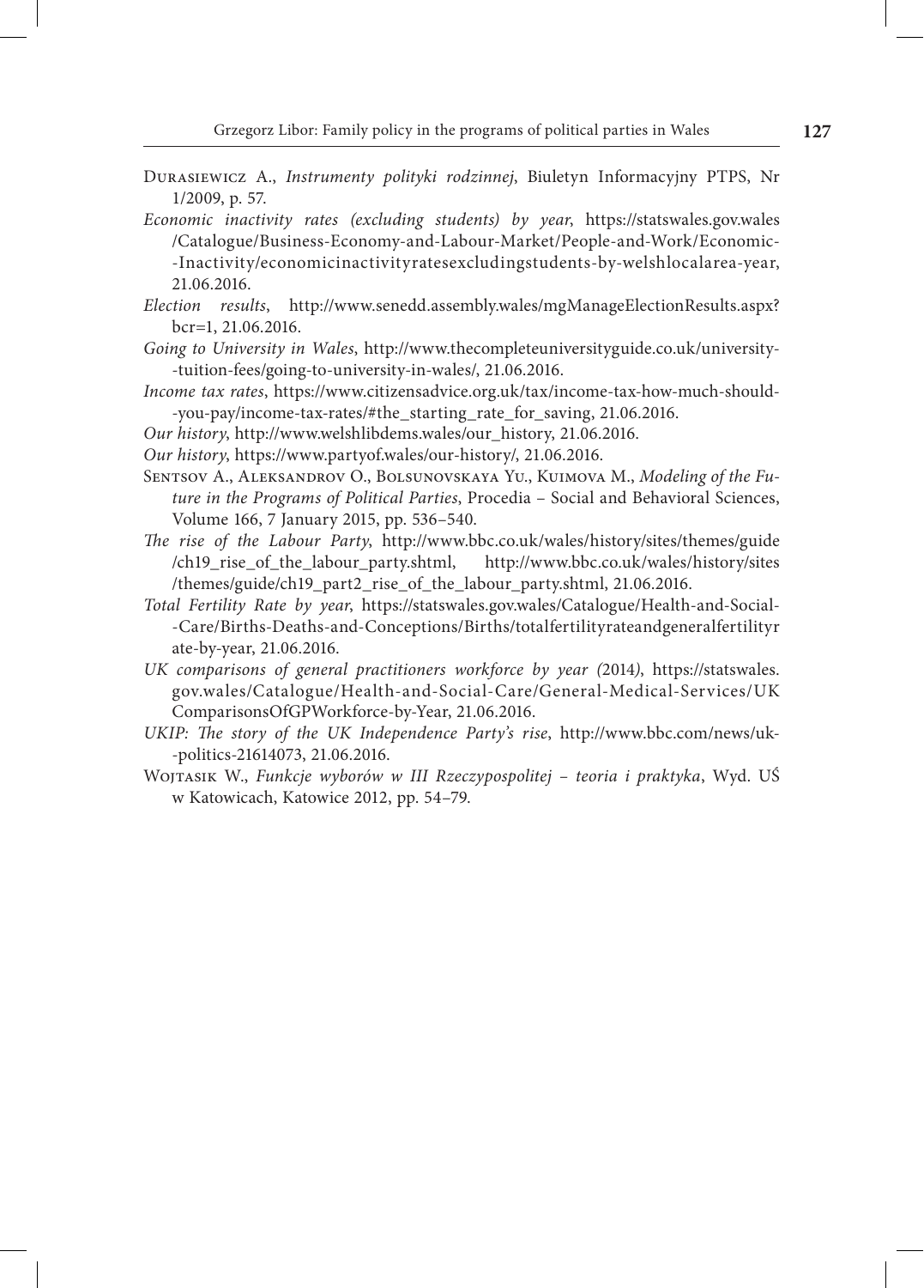Durasiewicz A., *Instrumenty polityki rodzinnej*, Biuletyn Informacyjny PTPS, Nr 1/2009, p. 57.

*Economic inactivity rates (excluding students) by year*, https://statswales.gov.wales/Catalogue/Business-Economy-and-Labour-Market/People-and-Work/Economic-Inactivity/economicinactivityratesexcludingstudents-by-welshlocalarea-year, 21.06.2016.

*Election results*, http://www.senedd.assembly.wales/mgManageElectionResults.aspx?bcr=1, 21.06.2016.

*Going to University in Wales*, http://www.thecompleteuniversityguide.co.uk/university-tuition-fees/going-to-university-in-wales/, 21.06.2016.

*Income tax rates*, https://www.citizensadvice.org.uk/tax/income-tax-how-much-should-you-pay/income-tax-rates/#the_starting_rate_for_saving, 21.06.2016.

*Our history*, http://www.welshlibdems.wales/our_history, 21.06.2016.

*Our history*, https://www.partyof.wales/our-history/, 21.06.2016.

Sentsov A., Aleksandrov O., Bolsunovskaya Yu., Kuimova M., *Modeling of the Future in the Programs of Political Parties*, Procedia – Social and Behavioral Sciences, Volume 166, 7 January 2015, pp. 536–540.

*The rise of the Labour Party*, http://www.bbc.co.uk/wales/history/sites/themes/guide/ch19_rise_of_the_labour_party.shtml, http://www.bbc.co.uk/wales/history/sites/themes/guide/ch19_part2_rise_of_the_labour_party.shtml, 21.06.2016.

*Total Fertility Rate by year*, https://statswales.gov.wales/Catalogue/Health-and-Social-Care/Births-Deaths-and-Conceptions/Births/totalfertilityrateandgeneralfertilityrate-by-year, 21.06.2016.

*UK comparisons of general practitioners workforce by year (*2014*)*, https://statswales.gov.wales/Catalogue/Health-and-Social-Care/General-Medical-Services/UKComparisonsOfGPWorkforce-by-Year, 21.06.2016.

*UKIP: The story of the UK Independence Party's rise*, http://www.bbc.com/news/uk-politics-21614073, 21.06.2016.

Wojtasik W., *Funkcje wyborów w III Rzeczypospolitej – teoria i praktyka*, Wyd. UŚ w Katowicach, Katowice 2012, pp. 54–79.